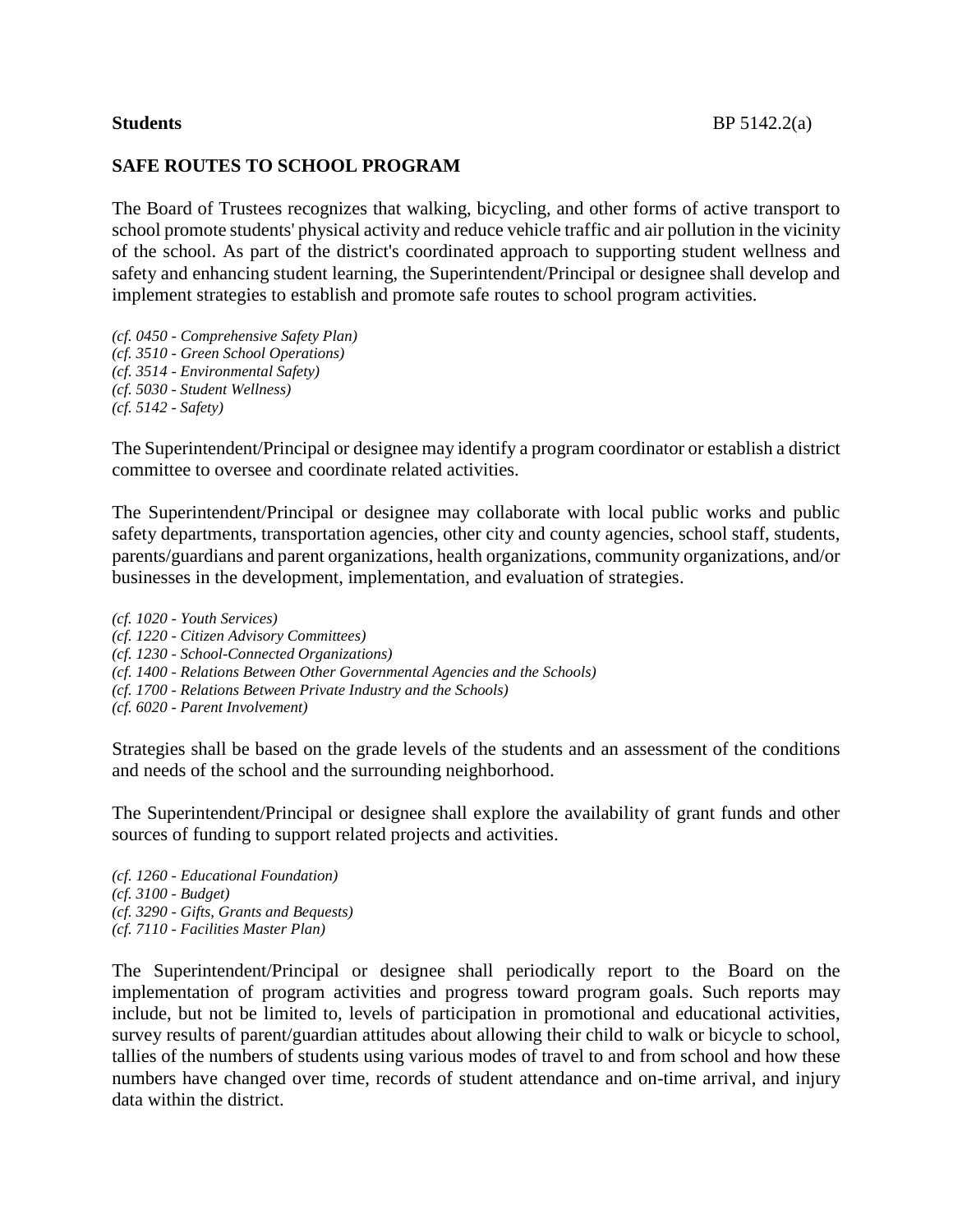**Students** BP 5142.2(a)

## SAFE ROUTES TO SCHOOL PROGRAM

The Board of Trustees recognizes that walking, bicycling, and other forms of active transport to school promote students' physical activity and reduce vehicle traffic and air pollution in the vicinity of the school. As part of the district's coordinated approach to supporting student wellness and safety and enhancing student learning, the Superintendent/Principal or designee shall develop and implement strategies to establish and promote safe routes to school program activities.

*(cf. 0450 - Comprehensive Safety Plan)*
*(cf. 3510 - Green School Operations)*
*(cf. 3514 - Environmental Safety)*
*(cf. 5030 - Student Wellness)*
*(cf. 5142 - Safety)*

The Superintendent/Principal or designee may identify a program coordinator or establish a district committee to oversee and coordinate related activities.

The Superintendent/Principal or designee may collaborate with local public works and public safety departments, transportation agencies, other city and county agencies, school staff, students, parents/guardians and parent organizations, health organizations, community organizations, and/or businesses in the development, implementation, and evaluation of strategies.

*(cf. 1020 - Youth Services)*
*(cf. 1220 - Citizen Advisory Committees)*
*(cf. 1230 - School-Connected Organizations)*
*(cf. 1400 - Relations Between Other Governmental Agencies and the Schools)*
*(cf. 1700 - Relations Between Private Industry and the Schools)*
*(cf. 6020 - Parent Involvement)*

Strategies shall be based on the grade levels of the students and an assessment of the conditions and needs of the school and the surrounding neighborhood.

The Superintendent/Principal or designee shall explore the availability of grant funds and other sources of funding to support related projects and activities.

*(cf. 1260 - Educational Foundation)*
*(cf. 3100 - Budget)*
*(cf. 3290 - Gifts, Grants and Bequests)*
*(cf. 7110 - Facilities Master Plan)*

The Superintendent/Principal or designee shall periodically report to the Board on the implementation of program activities and progress toward program goals. Such reports may include, but not be limited to, levels of participation in promotional and educational activities, survey results of parent/guardian attitudes about allowing their child to walk or bicycle to school, tallies of the numbers of students using various modes of travel to and from school and how these numbers have changed over time, records of student attendance and on-time arrival, and injury data within the district.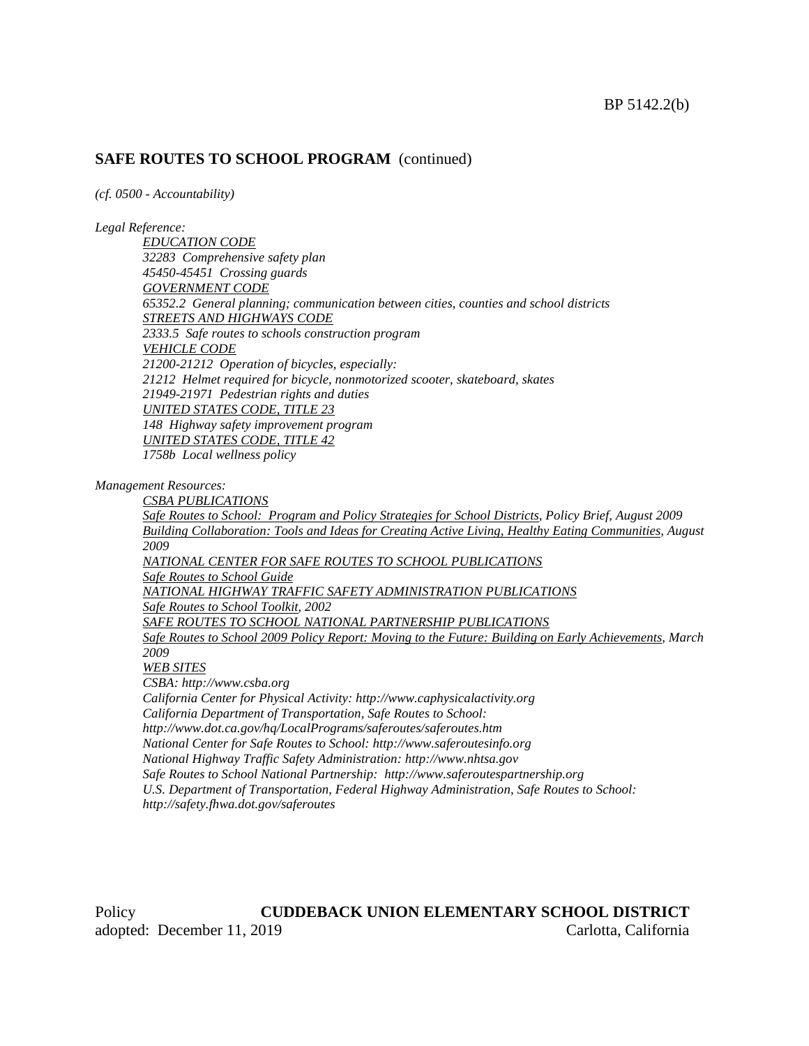## SAFE ROUTES TO SCHOOL PROGRAM (continued)

*(cf. 0500 - Accountability)*

*Legal Reference:*

*EDUCATION CODE*
*32283 Comprehensive safety plan*
*45450-45451 Crossing guards*
*GOVERNMENT CODE*
*65352.2 General planning; communication between cities, counties and school districts*
*STREETS AND HIGHWAYS CODE*
*2333.5 Safe routes to schools construction program*
*VEHICLE CODE*
*21200-21212 Operation of bicycles, especially:*
*21212 Helmet required for bicycle, nonmotorized scooter, skateboard, skates*
*21949-21971 Pedestrian rights and duties*
*UNITED STATES CODE, TITLE 23*
*148 Highway safety improvement program*
*UNITED STATES CODE, TITLE 42*
*1758b Local wellness policy*

*Management Resources:*

*CSBA PUBLICATIONS*
*Safe Routes to School: Program and Policy Strategies for School Districts, Policy Brief, August 2009*
*Building Collaboration: Tools and Ideas for Creating Active Living, Healthy Eating Communities, August 2009*
*NATIONAL CENTER FOR SAFE ROUTES TO SCHOOL PUBLICATIONS*
*Safe Routes to School Guide*
*NATIONAL HIGHWAY TRAFFIC SAFETY ADMINISTRATION PUBLICATIONS*
*Safe Routes to School Toolkit, 2002*
*SAFE ROUTES TO SCHOOL NATIONAL PARTNERSHIP PUBLICATIONS*
*Safe Routes to School 2009 Policy Report: Moving to the Future: Building on Early Achievements, March 2009*
*WEB SITES*
*CSBA: http://www.csba.org*
*California Center for Physical Activity: http://www.caphysicalactivity.org*
*California Department of Transportation, Safe Routes to School: http://www.dot.ca.gov/hq/LocalPrograms/saferoutes/saferoutes.htm*
*National Center for Safe Routes to School: http://www.saferoutesinfo.org*
*National Highway Traffic Safety Administration: http://www.nhtsa.gov*
*Safe Routes to School National Partnership: http://www.saferoutespartnership.org*
*U.S. Department of Transportation, Federal Highway Administration, Safe Routes to School: http://safety.fhwa.dot.gov/saferoutes*

Policy **CUDDEBACK UNION ELEMENTARY SCHOOL DISTRICT**
adopted: December 11, 2019 Carlotta, California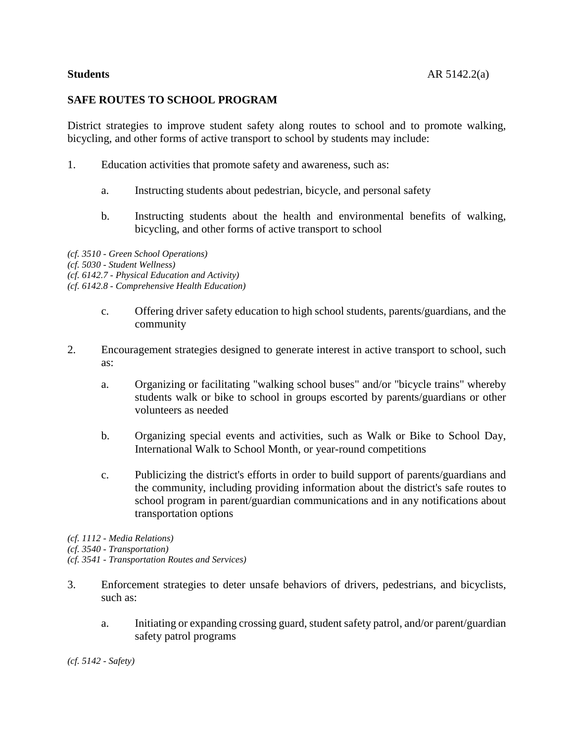**Students** AR 5142.2(a)

**SAFE ROUTES TO SCHOOL PROGRAM**

District strategies to improve student safety along routes to school and to promote walking, bicycling, and other forms of active transport to school by students may include:

1. Education activities that promote safety and awareness, such as:

   a. Instructing students about pedestrian, bicycle, and personal safety

   b. Instructing students about the health and environmental benefits of walking, bicycling, and other forms of active transport to school

*(cf. 3510 - Green School Operations)*
*(cf. 5030 - Student Wellness)*
*(cf. 6142.7 - Physical Education and Activity)*
*(cf. 6142.8 - Comprehensive Health Education)*

   c. Offering driver safety education to high school students, parents/guardians, and the community

2. Encouragement strategies designed to generate interest in active transport to school, such as:

   a. Organizing or facilitating "walking school buses" and/or "bicycle trains" whereby students walk or bike to school in groups escorted by parents/guardians or other volunteers as needed

   b. Organizing special events and activities, such as Walk or Bike to School Day, International Walk to School Month, or year-round competitions

   c. Publicizing the district's efforts in order to build support of parents/guardians and the community, including providing information about the district's safe routes to school program in parent/guardian communications and in any notifications about transportation options

*(cf. 1112 - Media Relations)*
*(cf. 3540 - Transportation)*
*(cf. 3541 - Transportation Routes and Services)*

3. Enforcement strategies to deter unsafe behaviors of drivers, pedestrians, and bicyclists, such as:

   a. Initiating or expanding crossing guard, student safety patrol, and/or parent/guardian safety patrol programs

*(cf. 5142 - Safety)*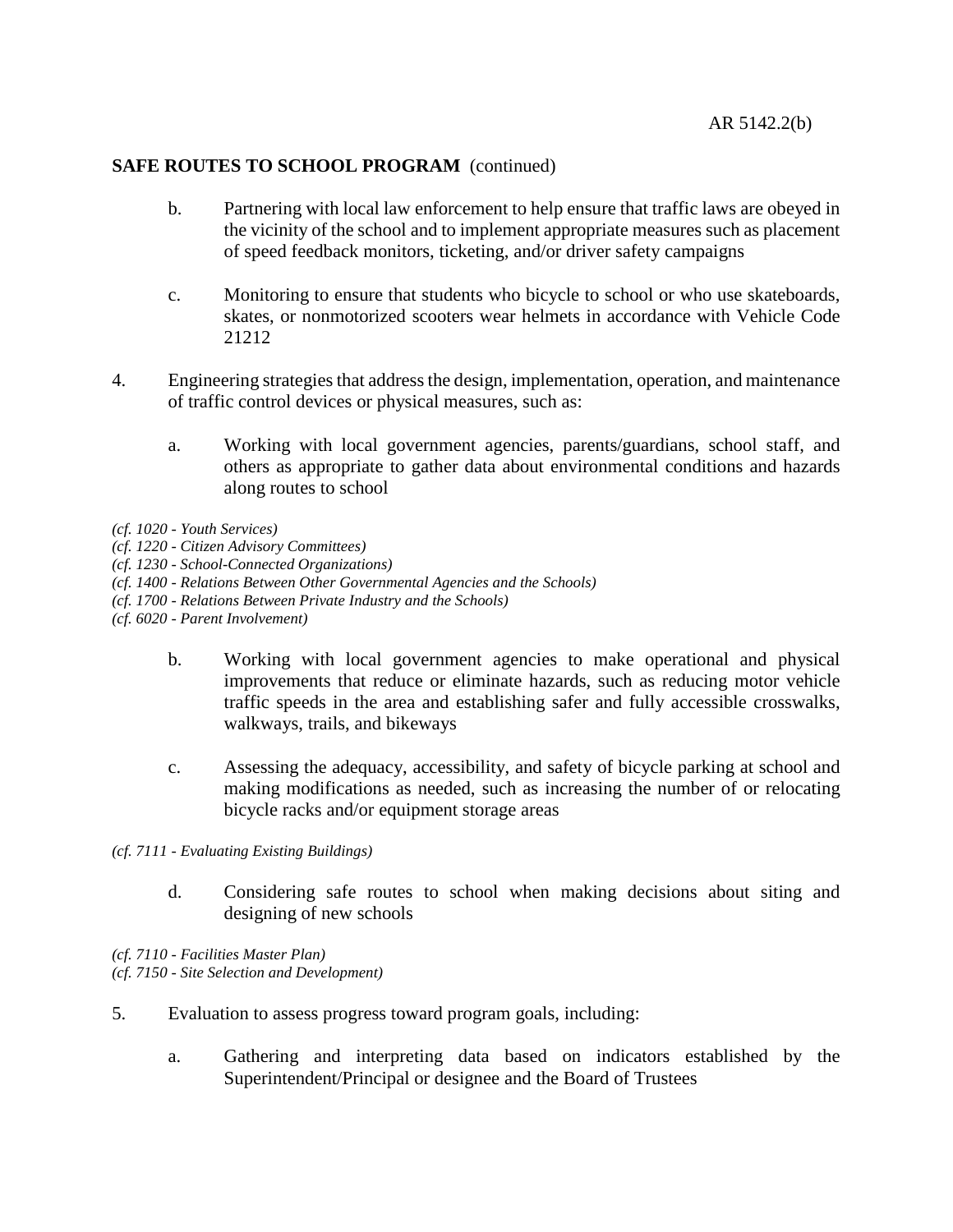**SAFE ROUTES TO SCHOOL PROGRAM** (continued)

   b. Partnering with local law enforcement to help ensure that traffic laws are obeyed in the vicinity of the school and to implement appropriate measures such as placement of speed feedback monitors, ticketing, and/or driver safety campaigns

   c. Monitoring to ensure that students who bicycle to school or who use skateboards, skates, or nonmotorized scooters wear helmets in accordance with Vehicle Code 21212

4. Engineering strategies that address the design, implementation, operation, and maintenance of traffic control devices or physical measures, such as:

   a. Working with local government agencies, parents/guardians, school staff, and others as appropriate to gather data about environmental conditions and hazards along routes to school

*(cf. 1020 - Youth Services)*
*(cf. 1220 - Citizen Advisory Committees)*
*(cf. 1230 - School-Connected Organizations)*
*(cf. 1400 - Relations Between Other Governmental Agencies and the Schools)*
*(cf. 1700 - Relations Between Private Industry and the Schools)*
*(cf. 6020 - Parent Involvement)*

   b. Working with local government agencies to make operational and physical improvements that reduce or eliminate hazards, such as reducing motor vehicle traffic speeds in the area and establishing safer and fully accessible crosswalks, walkways, trails, and bikeways

   c. Assessing the adequacy, accessibility, and safety of bicycle parking at school and making modifications as needed, such as increasing the number of or relocating bicycle racks and/or equipment storage areas

*(cf. 7111 - Evaluating Existing Buildings)*

   d. Considering safe routes to school when making decisions about siting and designing of new schools

*(cf. 7110 - Facilities Master Plan)*
*(cf. 7150 - Site Selection and Development)*

5. Evaluation to assess progress toward program goals, including:

   a. Gathering and interpreting data based on indicators established by the Superintendent/Principal or designee and the Board of Trustees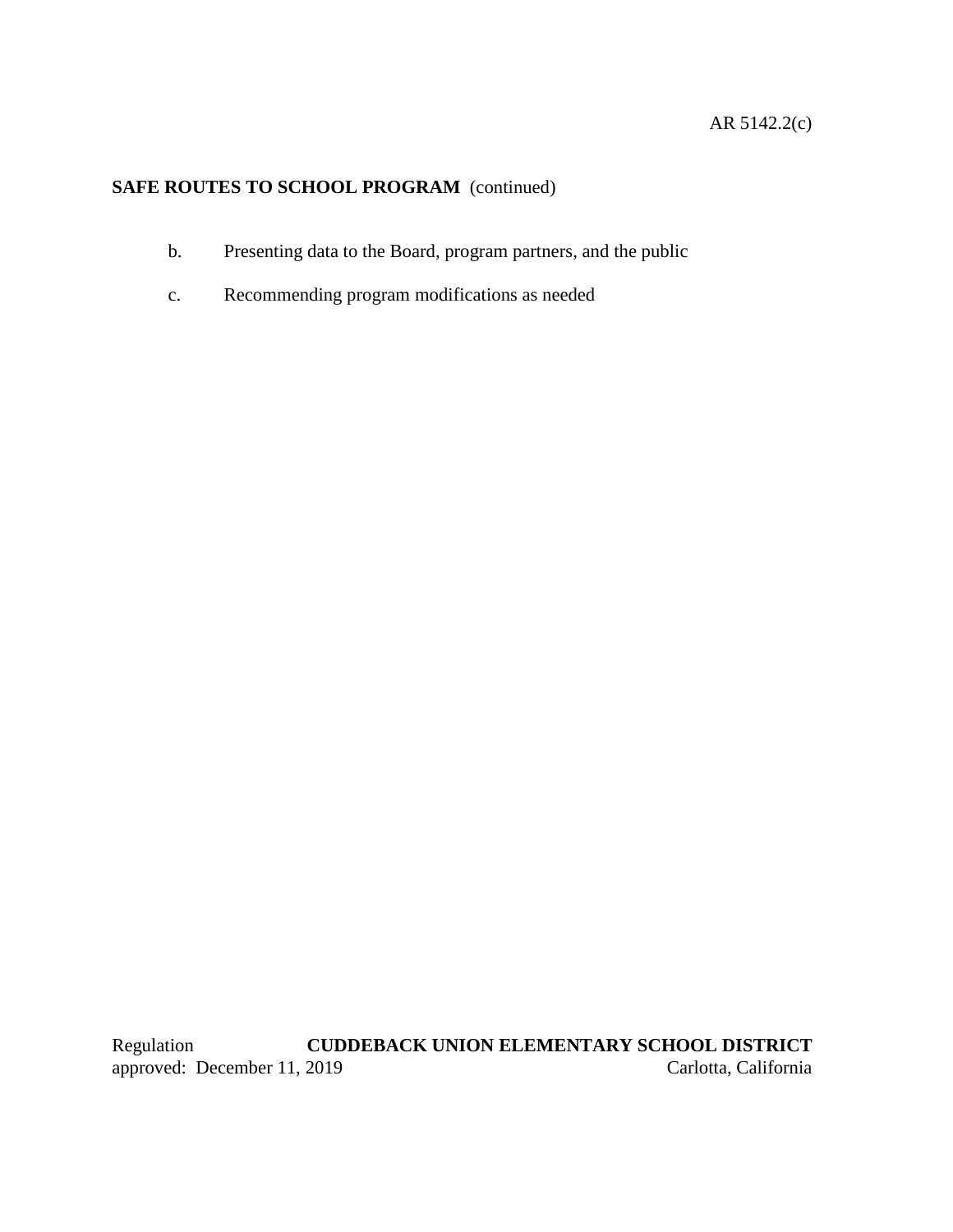b. Presenting data to the Board, program partners, and the public

c. Recommending program modifications as needed

Regulation approved: December 11, 2019

**CUDDEBACK UNION ELEMENTARY SCHOOL DISTRICT**
Carlotta, California